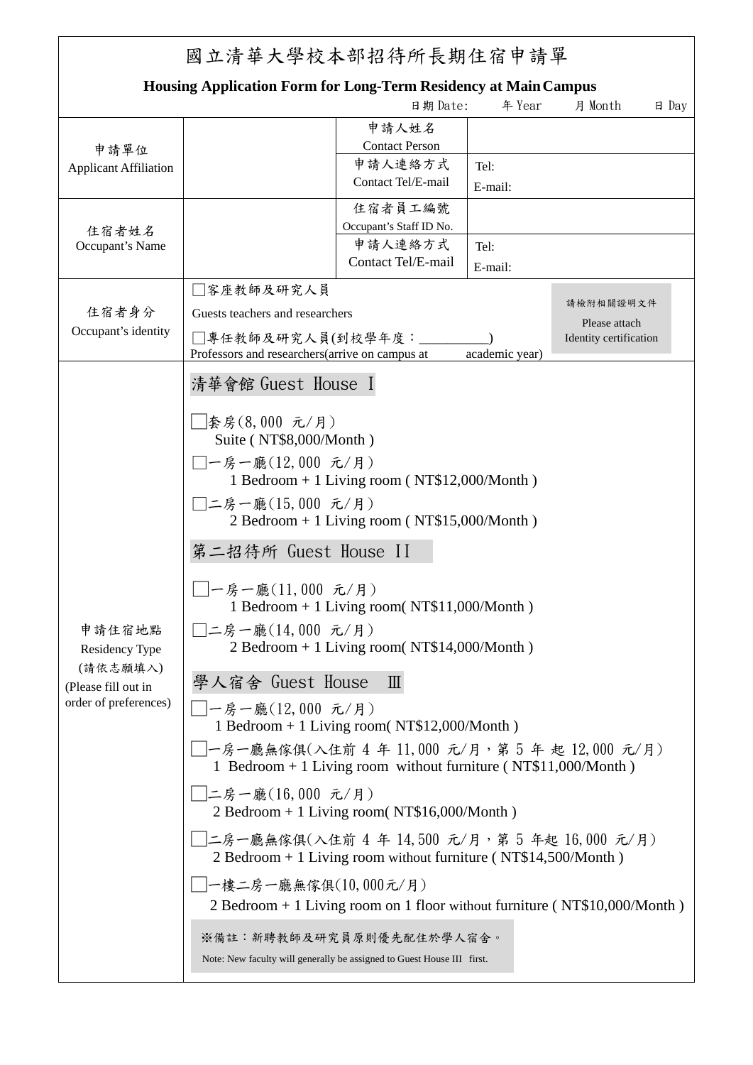# 國立清華大學校本部招待所長期住宿申請單

**Housing Application Form for Long-Term Residency at Main Campus**

日期 Date: 年 Year 月 Month 日 Day

| 申請單位<br>Applicant Affiliation | | 申請人姓名<br>Contact Person | |
|---|---|---|---|
| | | 申請人連絡方式<br>Contact Tel/E-mail | Tel:<br>E-mail: |
| 住宿者姓名<br>Occupant's Name | | 住宿者員工編號<br>Occupant's Staff ID No. | |
| | | 申請人連絡方式<br>Contact Tel/E-mail | Tel:<br>E-mail: |
| 住宿者身分<br>Occupant's identity | □客座教師及研究人員<br>Guests teachers and researchers<br>□專任教師及研究人員(到校學年度：__________)<br>Professors and researchers(arrive on campus at academic year) | 請檢附相關證明文件<br>Please attach<br>Identity certification | |
| 申請住宿地點<br>Residency Type<br>(請依志願填入)<br>(Please fill out in order of preferences) | **清華會館 Guest House I**<br>□套房(8,000 元/月)<br>Suite ( NT$8,000/Month )<br>□一房一廳(12,000 元/月)<br>1 Bedroom + 1 Living room ( NT$12,000/Month )<br>□二房一廳(15,000 元/月)<br>2 Bedroom + 1 Living room ( NT$15,000/Month )<br>**第二招待所 Guest House II**<br>□一房一廳(11,000 元/月)<br>1 Bedroom + 1 Living room( NT$11,000/Month )<br>□二房一廳(14,000 元/月)<br>2 Bedroom + 1 Living room( NT$14,000/Month )<br>**學人宿舍 Guest House Ⅲ**<br>□一房一廳(12,000 元/月)<br>1 Bedroom + 1 Living room( NT$12,000/Month )<br>□一房一廳無傢俱(入住前 4 年 11,000 元/月，第 5 年 起 12,000 元/月)<br>1 Bedroom + 1 Living room without furniture ( NT$11,000/Month )<br>□二房一廳(16,000 元/月)<br>2 Bedroom + 1 Living room( NT$16,000/Month )<br>□二房一廳無傢俱(入住前 4 年 14,500 元/月，第 5 年起 16,000 元/月)<br>2 Bedroom + 1 Living room without furniture ( NT$14,500/Month )<br>□一樓二房一廳無傢俱(10,000元/月)<br>2 Bedroom + 1 Living room on 1 floor without furniture ( NT$10,000/Month )<br>※備註：新聘教師及研究員原則優先配住於學人宿舍。<br>Note: New faculty will generally be assigned to Guest House III first. | | |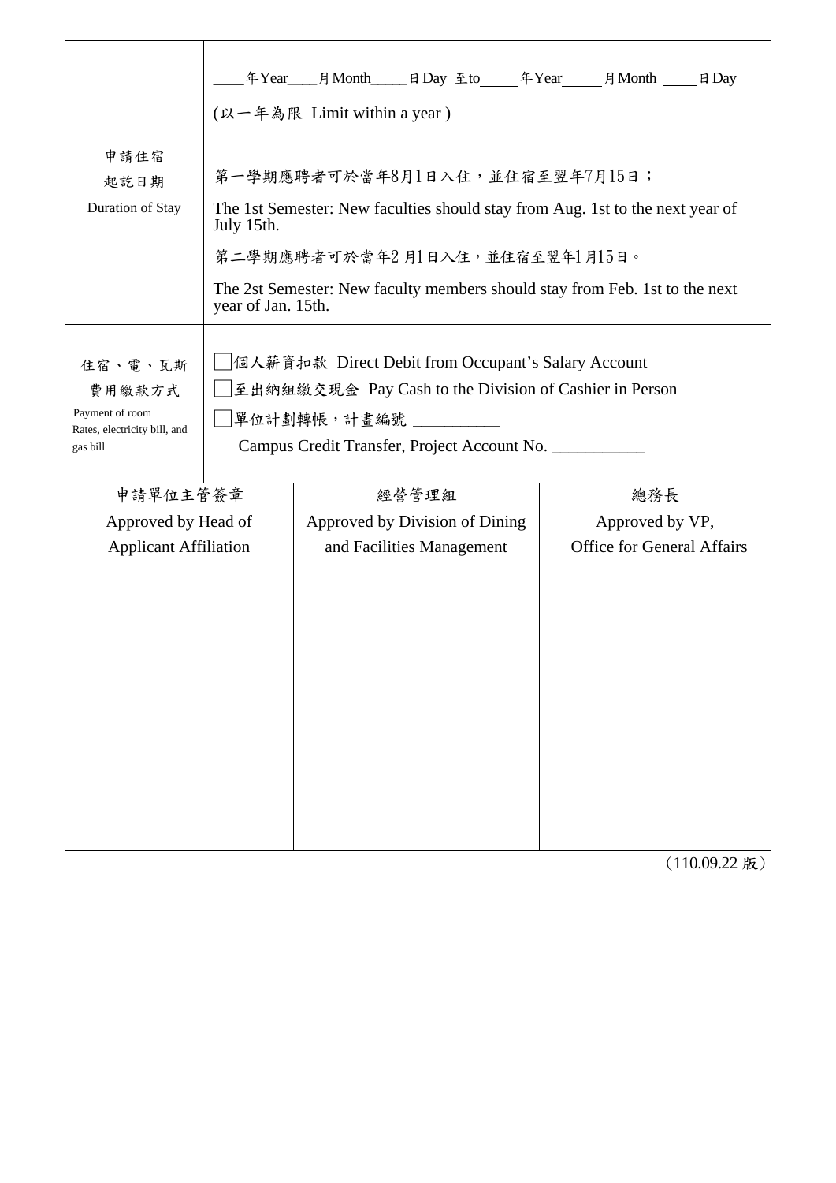| | |
|---|---|
| 申請住宿<br>起訖日期<br>Duration of Stay | ____年Year____月Month_____日Day 至to_____年Year_____月Month ____日Day<br>(以一年為限 Limit within a year )<br><br>第一學期應聘者可於當年8月1日入住，並住宿至翌年7月15日；<br>The 1st Semester: New faculties should stay from Aug. 1st to the next year of July 15th.<br>第二學期應聘者可於當年2 月1日入住，並住宿至翌年1月15日。<br>The 2st Semester: New faculty members should stay from Feb. 1st to the next year of Jan. 15th. |
| 住宿、電、瓦斯<br>費用繳款方式<br>Payment of room Rates, electricity bill, and gas bill | ☐個人薪資扣款 Direct Debit from Occupant's Salary Account<br>☐至出納組繳交現金 Pay Cash to the Division of Cashier in Person<br>☐單位計劃轉帳，計畫編號 __________<br>Campus Credit Transfer, Project Account No. ___________ |

| 申請單位主管簽章<br>Approved by Head of Applicant Affiliation | 經營管理組<br>Approved by Division of Dining and Facilities Management | 總務長<br>Approved by VP, Office for General Affairs |
|---|---|---|
| | | |

（110.09.22 版）